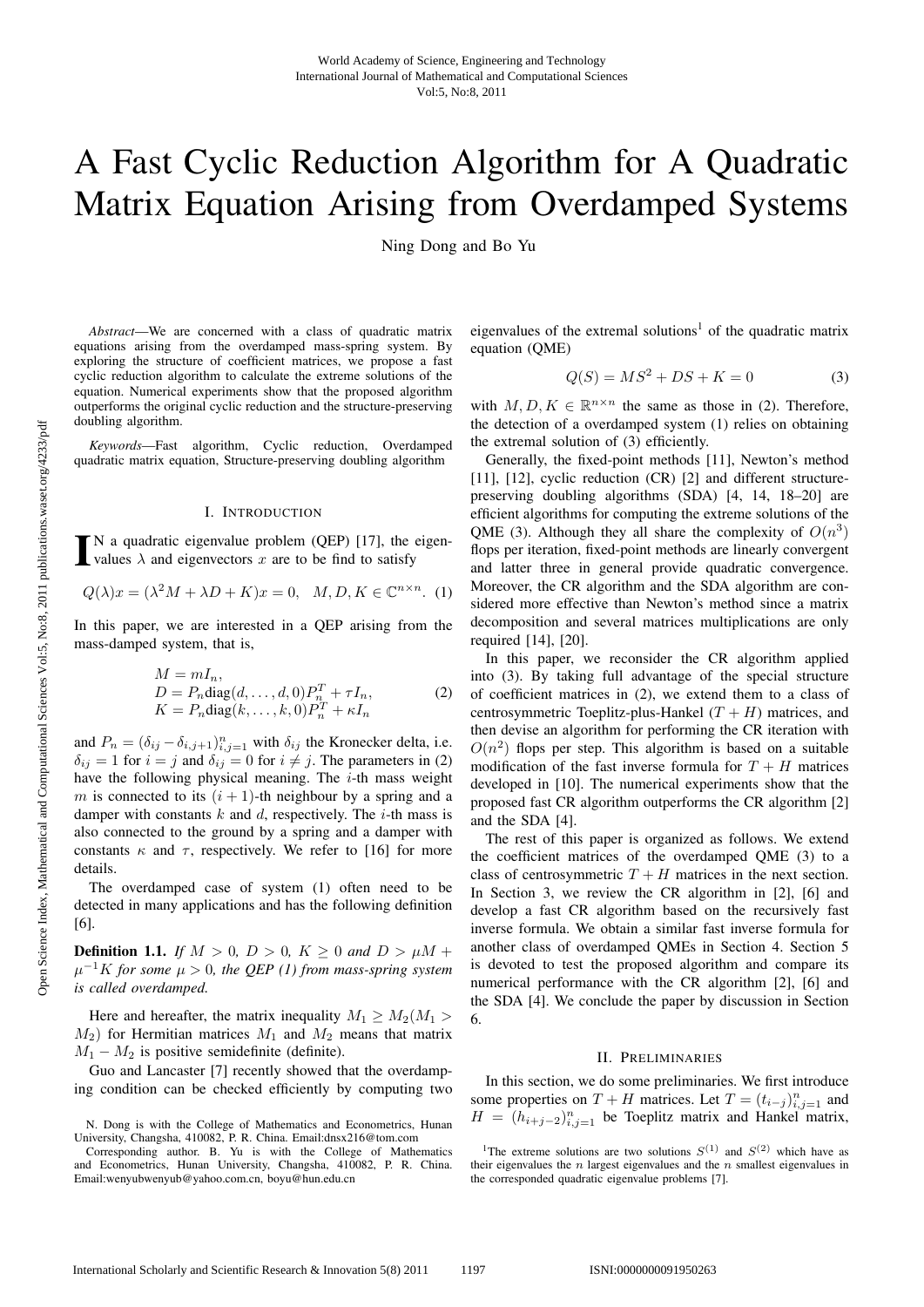# A Fast Cyclic Reduction Algorithm for A Quadratic Matrix Equation Arising from Overdamped Systems

Ning Dong and Bo Yu

*Abstract*—We are concerned with a class of quadratic matrix equations arising from the overdamped mass-spring system. By exploring the structure of coefficient matrices, we propose a fast cyclic reduction algorithm to calculate the extreme solutions of the equation. Numerical experiments show that the proposed algorithm outperforms the original cyclic reduction and the structure-preserving doubling algorithm.

*Keywords*—Fast algorithm, Cyclic reduction, Overdamped quadratic matrix equation, Structure-preserving doubling algorithm

## I. Introduction

In a quadratic eigenvalue problem (QEP) [17], the eigenvalues $\lambda$ and eigenvectors $x$ are to be find to satisfy

$$Q(\lambda)x = (\lambda^2 M + \lambda D + K)x = 0, \quad M, D, K \in \mathbb{C}^{n\times n}. \quad (1)$$

In this paper, we are interested in a QEP arising from the mass-damped system, that is,

$$\begin{aligned} M &= mI_n, \\ D &= P_n \mathrm{diag}(d, \ldots, d, 0)P_n^T + \tau I_n, \\ K &= P_n \mathrm{diag}(k, \ldots, k, 0)P_n^T + \kappa I_n \end{aligned} \quad (2)$$

and $P_n = (\delta_{ij} - \delta_{i,j+1})_{i,j=1}^n$ with $\delta_{ij}$ the Kronecker delta, i.e. $\delta_{ij} = 1$ for $i = j$ and $\delta_{ij} = 0$ for $i \neq j$. The parameters in (2) have the following physical meaning. The $i$-th mass weight $m$ is connected to its $(i+1)$-th neighbour by a spring and a damper with constants $k$ and $d$, respectively. The $i$-th mass is also connected to the ground by a spring and a damper with constants $\kappa$ and $\tau$, respectively. We refer to [16] for more details.

The overdamped case of system (1) often need to be detected in many applications and has the following definition [6].

**Definition 1.1.** *If $M > 0$, $D > 0$, $K \geq 0$ and $D > \mu M + \mu^{-1}K$ for some $\mu > 0$, the QEP (1) from mass-spring system is called overdamped.*

Here and hereafter, the matrix inequality $M_1 \geq M_2 (M_1 > M_2)$ for Hermitian matrices $M_1$ and $M_2$ means that matrix $M_1 - M_2$ is positive semidefinite (definite).

Guo and Lancaster [7] recently showed that the overdamping condition can be checked efficiently by computing two eigenvalues of the extremal solutions[1] of the quadratic matrix equation (QME)

$$Q(S) = MS^2 + DS + K = 0 \quad (3)$$

with $M, D, K \in \mathbb{R}^{n\times n}$ the same as those in (2). Therefore, the detection of a overdamped system (1) relies on obtaining the extremal solution of (3) efficiently.

Generally, the fixed-point methods [11], Newton's method [11], [12], cyclic reduction (CR) [2] and different structure-preserving doubling algorithms (SDA) [4, 14, 18–20] are efficient algorithms for computing the extreme solutions of the QME (3). Although they all share the complexity of $O(n^3)$ flops per iteration, fixed-point methods are linearly convergent and latter three in general provide quadratic convergence. Moreover, the CR algorithm and the SDA algorithm are considered more effective than Newton's method since a matrix decomposition and several matrices multiplications are only required [14], [20].

In this paper, we reconsider the CR algorithm applied into (3). By taking full advantage of the special structure of coefficient matrices in (2), we extend them to a class of centrosymmetric Toeplitz-plus-Hankel $(T + H)$ matrices, and then devise an algorithm for performing the CR iteration with $O(n^2)$ flops per step. This algorithm is based on a suitable modification of the fast inverse formula for $T + H$ matrices developed in [10]. The numerical experiments show that the proposed fast CR algorithm outperforms the CR algorithm [2] and the SDA [4].

The rest of this paper is organized as follows. We extend the coefficient matrices of the overdamped QME (3) to a class of centrosymmetric $T + H$ matrices in the next section. In Section 3, we review the CR algorithm in [2], [6] and develop a fast CR algorithm based on the recursively fast inverse formula. We obtain a similar fast inverse formula for another class of overdamped QMEs in Section 4. Section 5 is devoted to test the proposed algorithm and compare its numerical performance with the CR algorithm [2], [6] and the SDA [4]. We conclude the paper by discussion in Section 6.

## II. Preliminaries

In this section, we do some preliminaries. We first introduce some properties on $T + H$ matrices. Let $T = (t_{i-j})_{i,j=1}^n$ and $H = (h_{i+j-2})_{i,j=1}^n$ be Toeplitz matrix and Hankel matrix,

---

[1] The extreme solutions are two solutions $S^{(1)}$ and $S^{(2)}$ which have as their eigenvalues the $n$ largest eigenvalues and the $n$ smallest eigenvalues in the corresponded quadratic eigenvalue problems [7].

N. Dong is with the College of Mathematics and Econometrics, Hunan University, Changsha, 410082, P. R. China. Email:dnsx216@tom.com

Corresponding author. B. Yu is with the College of Mathematics and Econometrics, Hunan University, Changsha, 410082, P. R. China. Email:wenyubwenyub@yahoo.com.cn, boyu@hun.edu.cn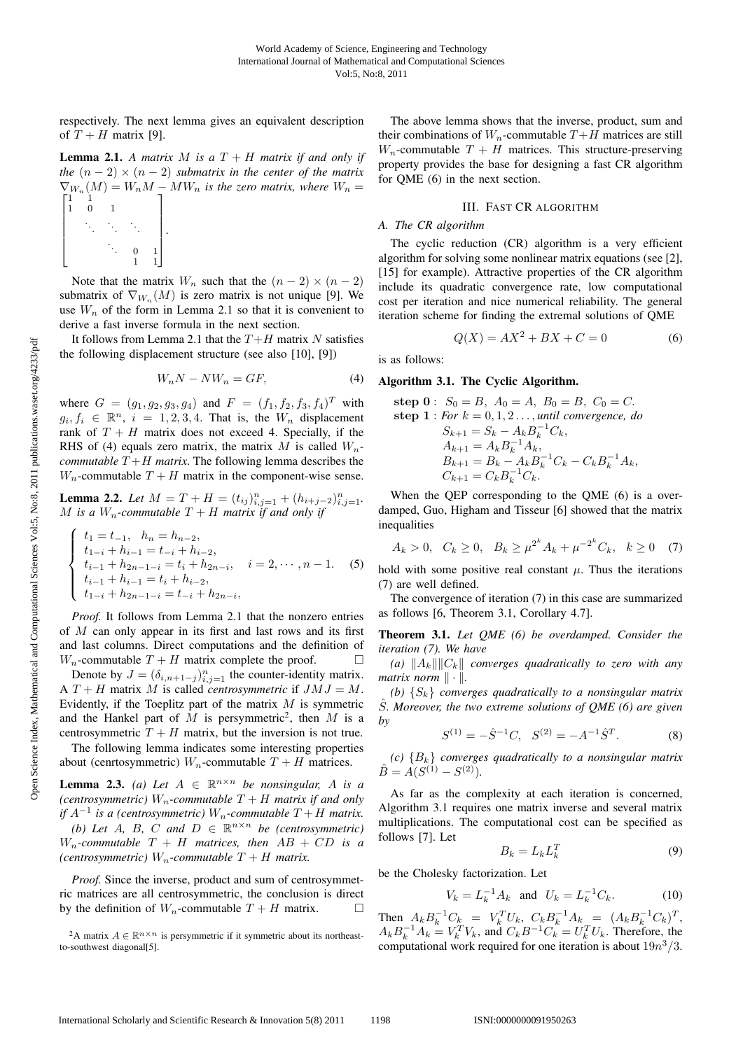respectively. The next lemma gives an equivalent description of $T+H$ matrix [9].

**Lemma 2.1.** *A matrix $M$ is a $T+H$ matrix if and only if the $(n-2)\times(n-2)$ submatrix in the center of the matrix $\nabla_{W_n}(M) = W_nM - MW_n$ is the zero matrix, where*

$$W_n = \begin{bmatrix} 1 & 1 & & & \\ 1 & 0 & 1 & & \\ & \ddots & \ddots & \ddots & \\ & & \ddots & 0 & 1 \\ & & & 1 & 1 \end{bmatrix}.$$

Note that the matrix $W_n$ such that the $(n-2)\times(n-2)$ submatrix of $\nabla_{W_n}(M)$ is zero matrix is not unique [9]. We use $W_n$ of the form in Lemma 2.1 so that it is convenient to derive a fast inverse formula in the next section.

It follows from Lemma 2.1 that the $T+H$ matrix $N$ satisfies the following displacement structure (see also [10], [9])

$$W_nN - NW_n = GF, \tag{4}$$

where $G = (g_1, g_2, g_3, g_4)$ and $F = (f_1, f_2, f_3, f_4)^T$ with $g_i, f_i \in \mathbb{R}^n$, $i = 1,2,3,4$. That is, the $W_n$ displacement rank of $T+H$ matrix does not exceed 4. Specially, if the RHS of (4) equals zero matrix, the matrix $M$ is called *$W_n$-commutable $T+H$ matrix*. The following lemma describes the $W_n$-commutable $T+H$ matrix in the component-wise sense.

**Lemma 2.2.** *Let $M = T + H = (t_{ij})_{i,j=1}^n + (h_{i+j-2})_{i,j=1}^n$. $M$ is a $W_n$-commutable $T+H$ matrix if and only if*

$$\begin{cases} t_1 = t_{-1}, \quad h_n = h_{n-2}, \\ t_{1-i} + h_{i-1} = t_{-i} + h_{i-2}, \\ t_{i-1} + h_{2n-1-i} = t_i + h_{2n-i}, \quad i = 2,\cdots,n-1. \\ t_{i-1} + h_{i-1} = t_i + h_{i-2}, \\ t_{1-i} + h_{2n-1-i} = t_{-i} + h_{2n-i}, \end{cases} \tag{5}$$

*Proof.* It follows from Lemma 2.1 that the nonzero entries of $M$ can only appear in its first and last rows and its first and last columns. Direct computations and the definition of $W_n$-commutable $T+H$ matrix complete the proof. $\square$

Denote by $J = (\delta_{i,n+1-j})_{i,j=1}^n$ the counter-identity matrix. A $T+H$ matrix $M$ is called *centrosymmetric* if $JMJ = M$. Evidently, if the Toeplitz part of the matrix $M$ is symmetric and the Hankel part of $M$ is persymmetric[2], then $M$ is a centrosymmetric $T+H$ matrix, but the inversion is not true.

The following lemma indicates some interesting properties about (cenrtosymmetric) $W_n$-commutable $T+H$ matrices.

**Lemma 2.3.** *(a) Let $A \in \mathbb{R}^{n\times n}$ be nonsingular, $A$ is a (centrosymmetric) $W_n$-commutable $T+H$ matrix if and only if $A^{-1}$ is a (centrosymmetric) $W_n$-commutable $T+H$ matrix.*

*(b) Let $A$, $B$, $C$ and $D \in \mathbb{R}^{n\times n}$ be (centrosymmetric) $W_n$-commutable $T+H$ matrices, then $AB+CD$ is a (centrosymmetric) $W_n$-commutable $T+H$ matrix.*

*Proof.* Since the inverse, product and sum of centrosymmetric matrices are all centrosymmetric, the conclusion is direct by the definition of $W_n$-commutable $T+H$ matrix. $\square$

[2]A matrix $A \in \mathbb{R}^{n\times n}$ is persymmetric if it symmetric about its northeast-to-southwest diagonal[5].

The above lemma shows that the inverse, product, sum and their combinations of $W_n$-commutable $T+H$ matrices are still $W_n$-commutable $T+H$ matrices. This structure-preserving property provides the base for designing a fast CR algorithm for QME (6) in the next section.

## III. Fast CR algorithm

### A. The CR algorithm

The cyclic reduction (CR) algorithm is a very efficient algorithm for solving some nonlinear matrix equations (see [2], [15] for example). Attractive properties of the CR algorithm include its quadratic convergence rate, low computational cost per iteration and nice numerical reliability. The general iteration scheme for finding the extremal solutions of QME

$$Q(X) = AX^2 + BX + C = 0 \tag{6}$$

is as follows:

**Algorithm 3.1. The Cyclic Algorithm.**

**step 0** : $S_0 = B,\ A_0 = A,\ B_0 = B,\ C_0 = C.$
**step 1** : *For $k = 0,1,2\ldots$, until convergence, do*

$$S_{k+1} = S_k - A_kB_k^{-1}C_k,$$
$$A_{k+1} = A_kB_k^{-1}A_k,$$
$$B_{k+1} = B_k - A_kB_k^{-1}C_k - C_kB_k^{-1}A_k,$$
$$C_{k+1} = C_kB_k^{-1}C_k.$$

When the QEP corresponding to the QME (6) is a overdamped, Guo, Higham and Tisseur [6] showed that the matrix inequalities

$$A_k > 0, \quad C_k \ge 0, \quad B_k \ge \mu^{2^k}A_k + \mu^{-2^k}C_k, \quad k \ge 0 \tag{7}$$

hold with some positive real constant $\mu$. Thus the iterations (7) are well defined.

The convergence of iteration (7) in this case are summarized as follows [6, Theorem 3.1, Corollary 4.7].

**Theorem 3.1.** *Let QME (6) be overdamped. Consider the iteration (7). We have*

*(a) $\|A_k\|\|C_k\|$ converges quadratically to zero with any matrix norm $\|\cdot\|$.*

*(b) $\{S_k\}$ converges quadratically to a nonsingular matrix $\hat{S}$. Moreover, the two extreme solutions of QME (6) are given by*

$$S^{(1)} = -\hat{S}^{-1}C, \quad S^{(2)} = -A^{-1}\hat{S}^T. \tag{8}$$

*(c) $\{B_k\}$ converges quadratically to a nonsingular matrix $\hat{B} = A(S^{(1)} - S^{(2)})$.*

As far as the complexity at each iteration is concerned, Algorithm 3.1 requires one matrix inverse and several matrix multiplications. The computational cost can be specified as follows [7]. Let

$$B_k = L_kL_k^T \tag{9}$$

be the Cholesky factorization. Let

$$V_k = L_k^{-1}A_k \quad \text{and} \quad U_k = L_k^{-1}C_k. \tag{10}$$

Then $A_kB_k^{-1}C_k = V_k^TU_k$, $C_kB_k^{-1}A_k = (A_kB_k^{-1}C_k)^T$, $A_kB_k^{-1}A_k = V_k^TV_k$, and $C_kB^{-1}C_k = U_k^TU_k$. Therefore, the computational work required for one iteration is about $19n^3/3$.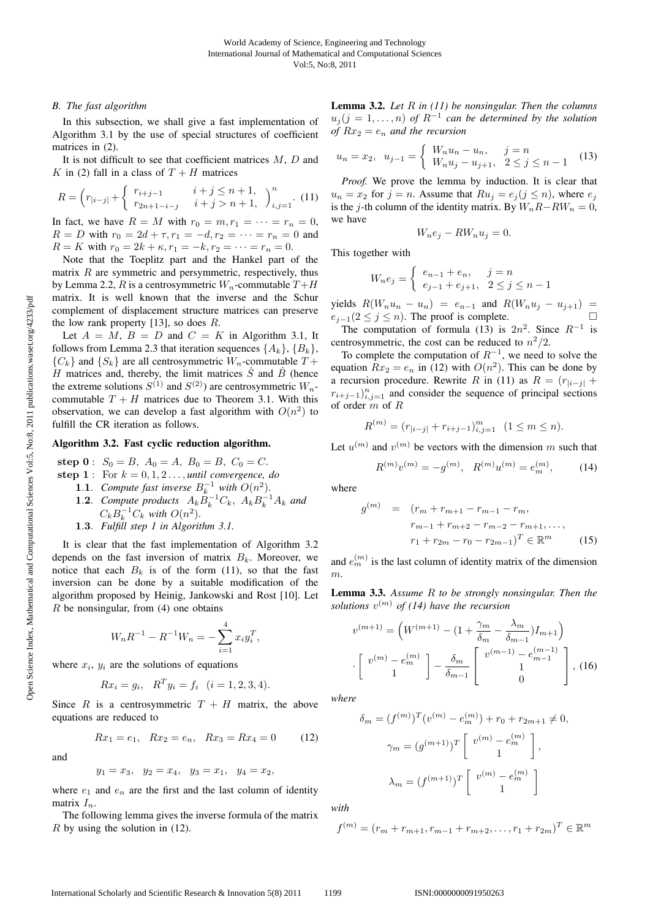### B. The fast algorithm

In this subsection, we shall give a fast implementation of Algorithm 3.1 by the use of special structures of coefficient matrices in (2).

It is not difficult to see that coefficient matrices $M$, $D$ and $K$ in (2) fall in a class of $T+H$ matrices

$$R = \left( r_{|i-j|} + \begin{cases} r_{i+j-1} & i+j \le n+1, \\ r_{2n+1-i-j} & i+j > n+1, \end{cases} \right)_{i,j=1}^{n}. \quad (11)$$

In fact, we have $R = M$ with $r_0 = m, r_1 = \cdots = r_n = 0$, $R = D$ with $r_0 = 2d + \tau, r_1 = -d, r_2 = \cdots = r_n = 0$ and $R = K$ with $r_0 = 2k + \kappa, r_1 = -k, r_2 = \cdots = r_n = 0$.

Note that the Toeplitz part and the Hankel part of the matrix $R$ are symmetric and persymmetric, respectively, thus by Lemma 2.2, $R$ is a centrosymmetric $W_n$-commutable $T+H$ matrix. It is well known that the inverse and the Schur complement of displacement structure matrices can preserve the low rank property [13], so does $R$.

Let $A = M$, $B = D$ and $C = K$ in Algorithm 3.1, It follows from Lemma 2.3 that iteration sequences $\{A_k\}$, $\{B_k\}$, $\{C_k\}$ and $\{S_k\}$ are all centrosymmetric $W_n$-commutable $T+H$ matrices and, thereby, the limit matrices $\hat{S}$ and $\hat{B}$ (hence the extreme solutions $S^{(1)}$ and $S^{(2)}$) are centrosymmetric $W_n$-commutable $T+H$ matrices due to Theorem 3.1. With this observation, we can develop a fast algorithm with $O(n^2)$ to fulfill the CR iteration as follows.

**Algorithm 3.2. Fast cyclic reduction algorithm.**

**step 0** : $S_0 = B,\ A_0 = A,\ B_0 = B,\ C_0 = C$.

**step 1** : For $k = 0, 1, 2 \ldots$, *until convergence, do*

- **1.1**. *Compute fast inverse* $B_k^{-1}$ *with* $O(n^2)$.
- **1.2**. *Compute products* $A_k B_k^{-1} C_k$, $A_k B_k^{-1} A_k$ *and* $C_k B_k^{-1} C_k$ *with* $O(n^2)$.
- **1.3**. *Fulfill step 1 in Algorithm 3.1.*

It is clear that the fast implementation of Algorithm 3.2 depends on the fast inversion of matrix $B_k$. Moreover, we notice that each $B_k$ is of the form (11), so that the fast inversion can be done by a suitable modification of the algorithm proposed by Heinig, Jankowski and Rost [10]. Let $R$ be nonsingular, from (4) one obtains

$$W_n R^{-1} - R^{-1} W_n = -\sum_{i=1}^{4} x_i y_i^T,$$

where $x_i$, $y_i$ are the solutions of equations

$$R x_i = g_i, \quad R^T y_i = f_i \quad (i = 1, 2, 3, 4).$$

Since $R$ is a centrosymmetric $T+H$ matrix, the above equations are reduced to

$$R x_1 = e_1, \quad R x_2 = e_n, \quad R x_3 = R x_4 = 0 \quad (12)$$

and

$$y_1 = x_3, \quad y_2 = x_4, \quad y_3 = x_1, \quad y_4 = x_2,$$

where $e_1$ and $e_n$ are the first and the last column of identity matrix $I_n$.

The following lemma gives the inverse formula of the matrix $R$ by using the solution in (12).

**Lemma 3.2.** *Let $R$ in (11) be nonsingular. Then the columns $u_j (j = 1, \ldots, n)$ of $R^{-1}$ can be determined by the solution of $R x_2 = e_n$ and the recursion*

$$u_n = x_2, \quad u_{j-1} = \begin{cases} W_n u_n - u_n, & j = n \\ W_n u_j - u_{j+1}, & 2 \le j \le n-1 \end{cases} \quad (13)$$

*Proof.* We prove the lemma by induction. It is clear that $u_n = x_2$ for $j = n$. Assume that $R u_j = e_j (j \le n)$, where $e_j$ is the $j$-th column of the identity matrix. By $W_n R - R W_n = 0$, we have

$$W_n e_j - R W_n u_j = 0.$$

This together with

$$W_n e_j = \begin{cases} e_{n-1} + e_n, & j = n \\ e_{j-1} + e_{j+1}, & 2 \le j \le n-1 \end{cases}$$

yields $R(W_n u_n - u_n) = e_{n-1}$ and $R(W_n u_j - u_{j+1}) = e_{j-1} (2 \le j \le n)$. The proof is complete. $\square$

The computation of formula (13) is $2n^2$. Since $R^{-1}$ is centrosymmetric, the cost can be reduced to $n^2/2$.

To complete the computation of $R^{-1}$, we need to solve the equation $R x_2 = e_n$ in (12) with $O(n^2)$. This can be done by a recursion procedure. Rewrite $R$ in (11) as $R = (r_{|i-j|} + r_{i+j-1})_{i,j=1}^{n}$ and consider the sequence of principal sections of order $m$ of $R$

$$R^{(m)} = (r_{|i-j|} + r_{i+j-1})_{i,j=1}^{m} \quad (1 \le m \le n).$$

Let $u^{(m)}$ and $v^{(m)}$ be vectors with the dimension $m$ such that

$$R^{(m)} v^{(m)} = -g^{(m)}, \quad R^{(m)} u^{(m)} = e_m^{(m)}, \quad (14)$$

where

$$\begin{aligned} g^{(m)} \;=\; & (r_m + r_{m+1} - r_{m-1} - r_m, \\ & r_{m-1} + r_{m+2} - r_{m-2} - r_{m+1}, \ldots, \\ & r_1 + r_{2m} - r_0 - r_{2m-1})^T \in \mathbb{R}^m \end{aligned} \quad (15)$$

and $e_m^{(m)}$ is the last column of identity matrix of the dimension $m$.

**Lemma 3.3.** *Assume $R$ to be strongly nonsingular. Then the solutions $v^{(m)}$ of (14) have the recursion*

$$v^{(m+1)} = \left( W^{(m+1)} - \left(1 + \frac{\gamma_m}{\delta_m} - \frac{\lambda_m}{\delta_{m-1}}\right) I_{m+1} \right) \cdot \begin{bmatrix} v^{(m)} - e_m^{(m)} \\ 1 \end{bmatrix} - \frac{\delta_m}{\delta_{m-1}} \begin{bmatrix} v^{(m-1)} - e_{m-1}^{(m-1)} \\ 1 \\ 0 \end{bmatrix}, \quad (16)$$

*where*

$$\delta_m = (f^{(m)})^T (v^{(m)} - e_m^{(m)}) + r_0 + r_{2m+1} \neq 0,$$

$$\gamma_m = (g^{(m+1)})^T \begin{bmatrix} v^{(m)} - e_m^{(m)} \\ 1 \end{bmatrix},$$

$$\lambda_m = (f^{(m+1)})^T \begin{bmatrix} v^{(m)} - e_m^{(m)} \\ 1 \end{bmatrix}$$

*with*

$$f^{(m)} = (r_m + r_{m+1}, r_{m-1} + r_{m+2}, \ldots, r_1 + r_{2m})^T \in \mathbb{R}^m$$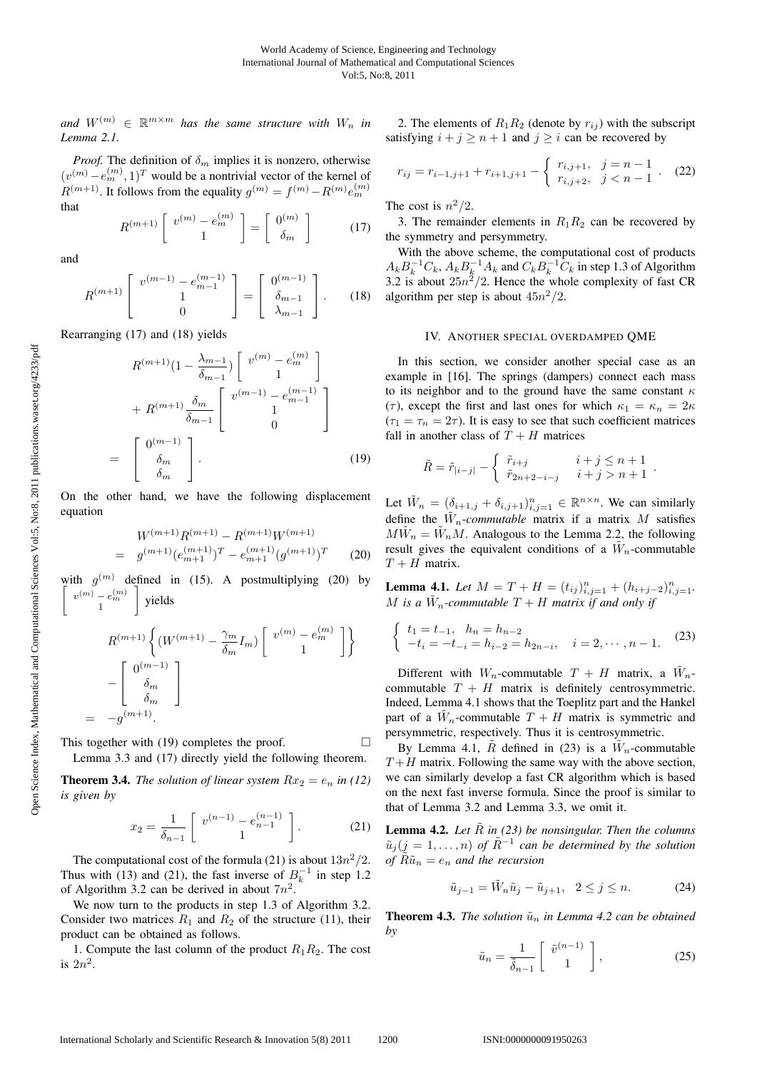*and* $W^{(m)} \in \mathbb{R}^{m\times m}$ *has the same structure with* $W_n$ *in Lemma 2.1.*

*Proof.* The definition of $\delta_m$ implies it is nonzero, otherwise $(v^{(m)} - e_m^{(m)}, 1)^T$ would be a nontrivial vector of the kernel of $R^{(m+1)}$. It follows from the equality $g^{(m)} = f^{(m)} - R^{(m)} e_m^{(m)}$ that

$$R^{(m+1)} \begin{bmatrix} v^{(m)} - e_m^{(m)} \\ 1 \end{bmatrix} = \begin{bmatrix} 0^{(m)} \\ \delta_m \end{bmatrix} \tag{17}$$

and

$$R^{(m+1)} \begin{bmatrix} v^{(m-1)} - e_{m-1}^{(m-1)} \\ 1 \\ 0 \end{bmatrix} = \begin{bmatrix} 0^{(m-1)} \\ \delta_{m-1} \\ \lambda_{m-1} \end{bmatrix}. \tag{18}$$

Rearranging (17) and (18) yields

$$\begin{aligned} & R^{(m+1)}\left(1 - \frac{\lambda_{m-1}}{\delta_{m-1}}\right) \begin{bmatrix} v^{(m)} - e_m^{(m)} \\ 1 \end{bmatrix} \\ & + R^{(m+1)} \frac{\delta_m}{\delta_{m-1}} \begin{bmatrix} v^{(m-1)} - e_{m-1}^{(m-1)} \\ 1 \\ 0 \end{bmatrix} \\ = & \begin{bmatrix} 0^{(m-1)} \\ \delta_m \\ \delta_m \end{bmatrix}. \end{aligned} \tag{19}$$

On the other hand, we have the following displacement equation

$$\begin{aligned} & W^{(m+1)} R^{(m+1)} - R^{(m+1)} W^{(m+1)} \\ = & \; g^{(m+1)} (e_{m+1}^{(m+1)})^T - e_{m+1}^{(m+1)} (g^{(m+1)})^T \end{aligned} \tag{20}$$

with $g^{(m)}$ defined in (15). A postmultiplying (20) by $\begin{bmatrix} v^{(m)} - e_m^{(m)} \\ 1 \end{bmatrix}$ yields

$$\begin{aligned} & R^{(m+1)} \left\{ (W^{(m+1)} - \frac{\gamma_m}{\delta_m} I_m) \begin{bmatrix} v^{(m)} - e_m^{(m)} \\ 1 \end{bmatrix} \right\} \\ & - \begin{bmatrix} 0^{(m-1)} \\ \delta_m \\ \delta_m \end{bmatrix} \\ = & \; -g^{(m+1)}. \end{aligned}$$

This together with (19) completes the proof. $\square$

Lemma 3.3 and (17) directly yield the following theorem.

**Theorem 3.4.** *The solution of linear system* $Rx_2 = e_n$ *in (12) is given by*

$$x_2 = \frac{1}{\delta_{n-1}} \begin{bmatrix} v^{(n-1)} - e_{n-1}^{(n-1)} \\ 1 \end{bmatrix}. \tag{21}$$

The computational cost of the formula (21) is about $13n^2/2$. Thus with (13) and (21), the fast inverse of $B_k^{-1}$ in step 1.2 of Algorithm 3.2 can be derived in about $7n^2$.

We now turn to the products in step 1.3 of Algorithm 3.2. Consider two matrices $R_1$ and $R_2$ of the structure (11), their product can be obtained as follows.

1. Compute the last column of the product $R_1R_2$. The cost is $2n^2$.

2. The elements of $R_1R_2$ (denote by $r_{ij}$) with the subscript satisfying $i + j \geq n + 1$ and $j \geq i$ can be recovered by

$$r_{ij} = r_{i-1,j+1} + r_{i+1,j+1} - \begin{cases} r_{i,j+1}, & j = n-1 \\ r_{i,j+2}, & j < n-1 \end{cases}. \tag{22}$$

The cost is $n^2/2$.

3. The remainder elements in $R_1R_2$ can be recovered by the symmetry and persymmetry.

With the above scheme, the computational cost of products $A_k B_k^{-1} C_k$, $A_k B_k^{-1} A_k$ and $C_k B_k^{-1} C_k$ in step 1.3 of Algorithm 3.2 is about $25n^2/2$. Hence the whole complexity of fast CR algorithm per step is about $45n^2/2$.

## IV. Another special overdamped QME

In this section, we consider another special case as an example in [16]. The springs (dampers) connect each mass to its neighbor and to the ground have the same constant $\kappa$ ($\tau$), except the first and last ones for which $\kappa_1 = \kappa_n = 2\kappa$ ($\tau_1 = \tau_n = 2\tau$). It is easy to see that such coefficient matrices fall in another class of $T + H$ matrices

$$\tilde{R} = \tilde{r}_{|i-j|} - \begin{cases} \tilde{r}_{i+j} & i+j \leq n+1 \\ \tilde{r}_{2n+2-i-j} & i+j > n+1 \end{cases}.$$

Let $\tilde{W}_n = (\delta_{i+1,j} + \delta_{i,j+1})_{i,j=1}^n \in \mathbb{R}^{n\times n}$. We can similarly define the $\tilde{W}_n$*-commutable* matrix if a matrix $M$ satisfies $M\tilde{W}_n = \tilde{W}_n M$. Analogous to the Lemma 2.2, the following result gives the equivalent conditions of a $\tilde{W}_n$-commutable $T + H$ matrix.

**Lemma 4.1.** *Let* $M = T + H = (t_{ij})_{i,j=1}^n + (h_{i+j-2})_{i,j=1}^n$. *M is a* $\tilde{W}_n$*-commutable* $T + H$ *matrix if and only if*

$$\begin{cases} t_1 = t_{-1}, \quad h_n = h_{n-2} \\ -t_i = -t_{-i} = h_{i-2} = h_{2n-i}, \quad i = 2, \cdots, n-1. \end{cases} \tag{23}$$

Different with $W_n$-commutable $T + H$ matrix, a $\tilde{W}_n$-commutable $T + H$ matrix is definitely centrosymmetric. Indeed, Lemma 4.1 shows that the Toeplitz part and the Hankel part of a $\tilde{W}_n$-commutable $T + H$ matrix is symmetric and persymmetric, respectively. Thus it is centrosymmetric.

By Lemma 4.1, $\tilde{R}$ defined in (23) is a $\tilde{W}_n$-commutable $T + H$ matrix. Following the same way with the above section, we can similarly develop a fast CR algorithm which is based on the next fast inverse formula. Since the proof is similar to that of Lemma 3.2 and Lemma 3.3, we omit it.

**Lemma 4.2.** *Let* $\tilde{R}$ *in (23) be nonsingular. Then the columns* $\tilde{u}_j (j = 1, \ldots, n)$ *of* $\tilde{R}^{-1}$ *can be determined by the solution of* $\tilde{R}\tilde{u}_n = e_n$ *and the recursion*

$$\tilde{u}_{j-1} = \tilde{W}_n \tilde{u}_j - \tilde{u}_{j+1}, \quad 2 \leq j \leq n. \tag{24}$$

**Theorem 4.3.** *The solution* $\tilde{u}_n$ *in Lemma 4.2 can be obtained by*

$$\tilde{u}_n = \frac{1}{\tilde{\delta}_{n-1}} \begin{bmatrix} \tilde{v}^{(n-1)} \\ 1 \end{bmatrix}, \tag{25}$$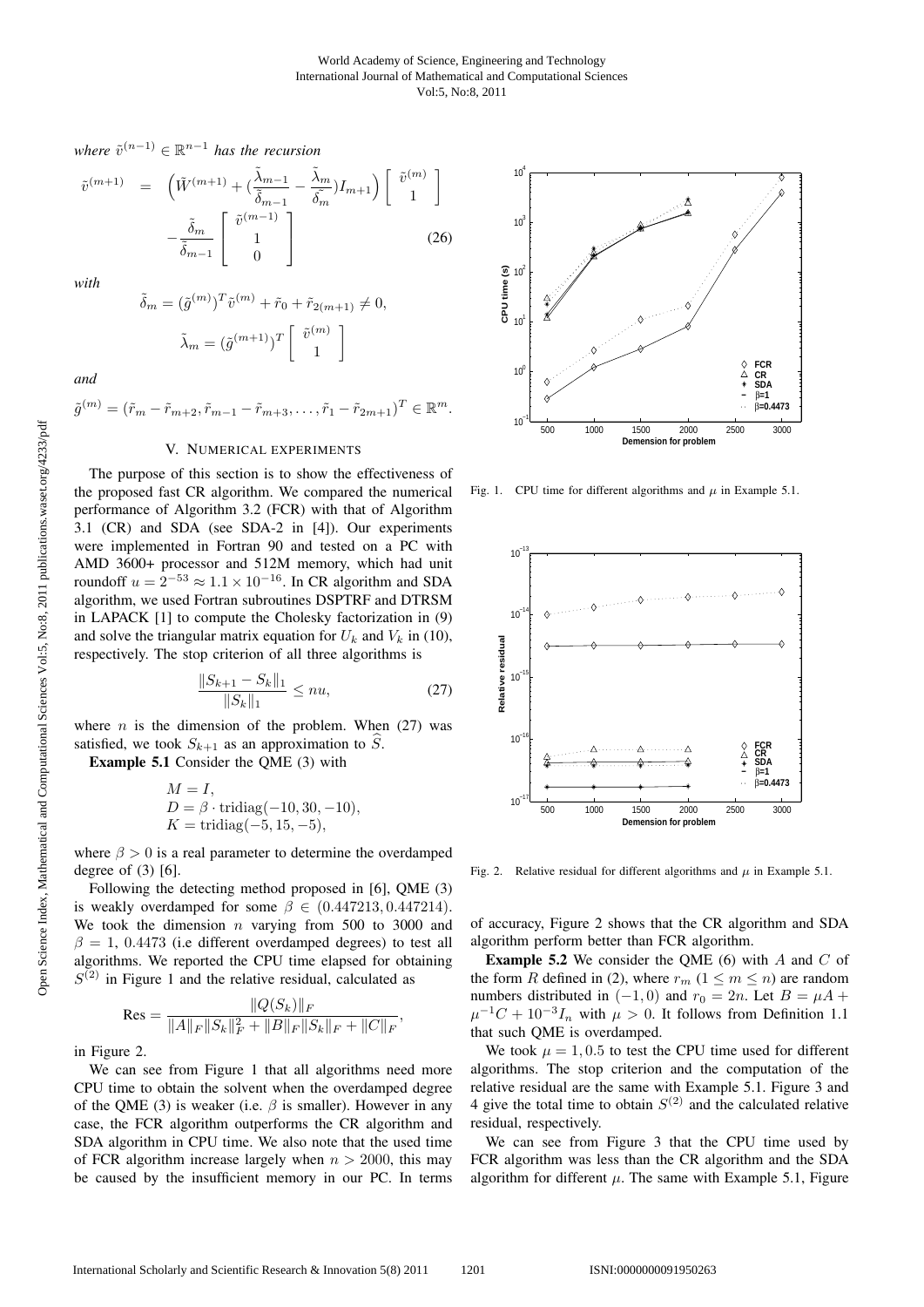*where* $\tilde{v}^{(n-1)} \in \mathbb{R}^{n-1}$ *has the recursion*

$$\tilde{v}^{(m+1)} = \left(\tilde{W}^{(m+1)} + (\frac{\tilde{\lambda}_{m-1}}{\tilde{\delta}_{m-1}} - \frac{\tilde{\lambda}_m}{\tilde{\delta}_m})I_{m+1}\right)\begin{bmatrix} \tilde{v}^{(m)} \\ 1 \end{bmatrix} - \frac{\tilde{\delta}_m}{\tilde{\delta}_{m-1}}\begin{bmatrix} \tilde{v}^{(m-1)} \\ 1 \\ 0 \end{bmatrix} \tag{26}$$

*with*

$$\tilde{\delta}_m = (\tilde{g}^{(m)})^T\tilde{v}^{(m)} + \tilde{r}_0 + \tilde{r}_{2(m+1)} \neq 0,$$

$$\tilde{\lambda}_m = (\tilde{g}^{(m+1)})^T\begin{bmatrix} \tilde{v}^{(m)} \\ 1 \end{bmatrix}$$

*and*

$$\tilde{g}^{(m)} = (\tilde{r}_m - \tilde{r}_{m+2}, \tilde{r}_{m-1} - \tilde{r}_{m+3}, \ldots, \tilde{r}_1 - \tilde{r}_{2m+1})^T \in \mathbb{R}^m.$$

## V. Numerical experiments

The purpose of this section is to show the effectiveness of the proposed fast CR algorithm. We compared the numerical performance of Algorithm 3.2 (FCR) with that of Algorithm 3.1 (CR) and SDA (see SDA-2 in [4]). Our experiments were implemented in Fortran 90 and tested on a PC with AMD 3600+ processor and 512M memory, which had unit roundoff $u = 2^{-53} \approx 1.1 \times 10^{-16}$. In CR algorithm and SDA algorithm, we used Fortran subroutines DSPTRF and DTRSM in LAPACK [1] to compute the Cholesky factorization in (9) and solve the triangular matrix equation for $U_k$ and $V_k$ in (10), respectively. The stop criterion of all three algorithms is

$$\frac{\|S_{k+1} - S_k\|_1}{\|S_k\|_1} \leq nu, \tag{27}$$

where $n$ is the dimension of the problem. When (27) was satisfied, we took $S_{k+1}$ as an approximation to $\widehat{S}$.

**Example 5.1** Consider the QME (3) with

$$M = I,$$
$$D = \beta \cdot \text{tridiag}(-10, 30, -10),$$
$$K = \text{tridiag}(-5, 15, -5),$$

where $\beta > 0$ is a real parameter to determine the overdamped degree of (3) [6].

Following the detecting method proposed in [6], QME (3) is weakly overdamped for some $\beta \in (0.447213, 0.447214)$. We took the dimension $n$ varying from 500 to 3000 and $\beta = 1$, 0.4473 (i.e different overdamped degrees) to test all algorithms. We reported the CPU time elapsed for obtaining $S^{(2)}$ in Figure 1 and the relative residual, calculated as

$$\text{Res} = \frac{\|Q(S_k)\|_F}{\|A\|_F\|S_k\|_F^2 + \|B\|_F\|S_k\|_F + \|C\|_F},$$

in Figure 2.

We can see from Figure 1 that all algorithms need more CPU time to obtain the solvent when the overdamped degree of the QME (3) is weaker (i.e. $\beta$ is smaller). However in any case, the FCR algorithm outperforms the CR algorithm and SDA algorithm in CPU time. We also note that the used time of FCR algorithm increase largely when $n > 2000$, this may be caused by the insufficient memory in our PC. In terms of accuracy, Figure 2 shows that the CR algorithm and SDA algorithm perform better than FCR algorithm.

Fig. 1. CPU time for different algorithms and $\mu$ in Example 5.1.

Fig. 2. Relative residual for different algorithms and $\mu$ in Example 5.1.

**Example 5.2** We consider the QME (6) with $A$ and $C$ of the form $R$ defined in (2), where $r_m$ ($1 \leq m \leq n$) are random numbers distributed in $(-1, 0)$ and $r_0 = 2n$. Let $B = \mu A + \mu^{-1}C + 10^{-3}I_n$ with $\mu > 0$. It follows from Definition 1.1 that such QME is overdamped.

We took $\mu = 1, 0.5$ to test the CPU time used for different algorithms. The stop criterion and the computation of the relative residual are the same with Example 5.1. Figure 3 and 4 give the total time to obtain $S^{(2)}$ and the calculated relative residual, respectively.

We can see from Figure 3 that the CPU time used by FCR algorithm was less than the CR algorithm and the SDA algorithm for different $\mu$. The same with Example 5.1, Figure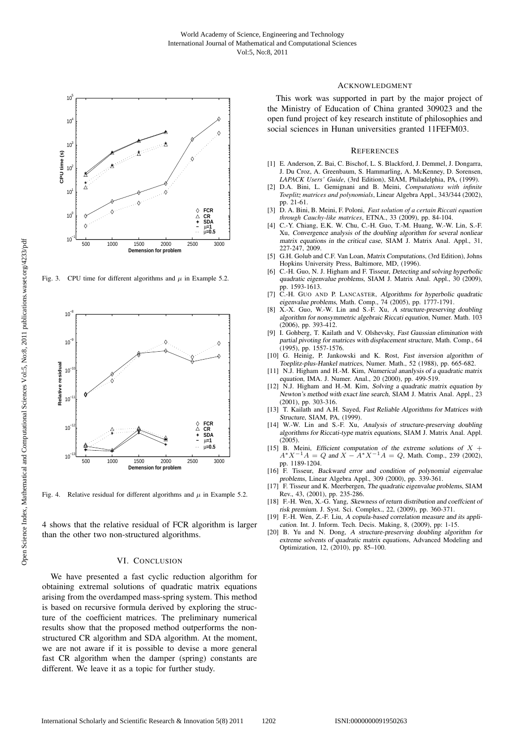$10^5$

$10^4$

$10^3$

$10^2$

$10^1$

$10^0$

$10^{-1}$

CPU time (s)

500 1000 1500 2000 2500 3000

Demension for problem

FCR
CR
SDA
μ=1
μ=0.5

Fig. 3. CPU time for different algorithms and $\mu$ in Example 5.2.

$10^{-8}$

$10^{-9}$

$10^{-10}$

$10^{-11}$

$10^{-12}$

$10^{-13}$

Relative residual

500 1000 1500 2000 2500 3000

Demension for problem

FCR
CR
SDA
μ=1
μ=0.5

Fig. 4. Relative residual for different algorithms and $\mu$ in Example 5.2.

4 shows that the relative residual of FCR algorithm is larger than the other two non-structured algorithms.

## VI. Conclusion

We have presented a fast cyclic reduction algorithm for obtaining extremal solutions of quadratic matrix equations arising from the overdamped mass-spring system. This method is based on recursive formula derived by exploring the structure of the coefficient matrices. The preliminary numerical results show that the proposed method outperforms the non-structured CR algorithm and SDA algorithm. At the moment, we are not aware if it is possible to devise a more general fast CR algorithm when the damper (spring) constants are different. We leave it as a topic for further study.

## Acknowledgment

This work was supported in part by the major project of the Ministry of Education of China granted 309023 and the open fund project of key research institute of philosophies and social sciences in Hunan universities granted 11FEFM03.

## References

[1] E. Anderson, Z. Bai, C. Bischof, L. S. Blackford, J. Demmel, J. Dongarra, J. Du Croz, A. Greenbaum, S. Hammarling, A. McKenney, D. Sorensen, *LAPACK Users' Guide*, (3rd Edition), SIAM, Philadelphia, PA, (1999).

[2] D.A. Bini, L. Gemignani and B. Meini, *Computations with infinite Toeplitz matrices and polynomials*, Linear Algebra Appl., 343/344 (2002), pp. 21-61.

[3] D. A. Bini, B. Meini, F. Poloni, *Fast solution of a certain Riccati equation through Cauchy-like matrices*, ETNA., 33 (2009), pp. 84-104.

[4] C.-Y. Chiang, E.K. W. Chu, C.-H. Guo, T.-M. Huang, W.-W. Lin, S.-F. Xu, *Convergence analysis of the doubling algorithm for several nonliear matrix equations in the critical case*, SIAM J. Matrix Anal. Appl., 31, 227-247, 2009.

[5] G.H. Golub and C.F. Van Loan, *Matrix Computations*, (3rd Edition), Johns Hopkins University Press, Baltimore, MD, (1996).

[6] C.-H. Guo, N. J. Higham and F. Tisseur, *Detecting and solving hyperbolic quadratic eigenvalue problems*, SIAM J. Matrix Anal. Appl., 30 (2009), pp. 1593-1613.

[7] C.-H. Guo and P. Lancaster, *Algorithms for hyperbolic quadratic eigenvalue problems*, Math. Comp., 74 (2005), pp. 1777-1791.

[8] X.-X. Guo, W.-W. Lin and S.-F. Xu, *A structure-preserving doubling algorithm for nonsymmetric algebraic Riccati equation*, Numer. Math. 103 (2006), pp. 393-412.

[9] I. Gohberg, T. Kailath and V. Olshevsky, *Fast Gaussian elimination with partial pivoting for matrices with displacement structure*, Math. Comp., 64 (1995), pp. 1557-1576.

[10] G. Heinig, P. Jankowski and K. Rost, *Fast inversion algorithm of Toeplitz-plus-Hankel matrices*, Numer. Math., 52 (1988), pp. 665-682.

[11] N.J. Higham and H.-M. Kim, *Numerical ananlysis of a quadratic matrix equation*, IMA. J. Numer. Anal., 20 (2000), pp. 499-519.

[12] N.J. Higham and H.-M. Kim, *Solving a quadratic matrix equation by Newton's method with exact line search*, SIAM J. Matrix Anal. Appl., 23 (2001), pp. 303-316.

[13] T. Kailath and A.H. Sayed, *Fast Reliable Algorithms for Matrices with Structure*, SIAM, PA, (1999).

[14] W.-W. Lin and S.-F. Xu, *Analysis of structure-preserving doubling algorithms for Riccati-type matrix equations*, SIAM J. Matrix Anal. Appl. (2005).

[15] B. Meini, *Efficient computation of the extreme solutions of $X + A^*X^{-1}A = Q$ and $X - A^*X^{-1}A = Q$*, Math. Comp., 239 (2002), pp. 1189-1204.

[16] F. Tisseur, *Backward error and condition of polynomial eigenvalue problems*, Linear Algebra Appl., 309 (2000), pp. 339-361.

[17] F. Tisseur and K. Meerbergen, *The quadratic eigenvalue problems*, SIAM Rev., 43, (2001), pp. 235-286.

[18] F.-H. Wen, X.-G. Yang, *Skewness of return distribution and coeffcient of risk premium*. J. Syst. Sci. Complex., 22, (2009), pp. 360-371.

[19] F.-H. Wen, Z.-F. Liu, *A copula-based correlation measure and its application*. Int. J. Inform. Tech. Decis. Making, 8, (2009), pp: 1-15.

[20] B. Yu and N. Dong, *A structure-preserving doubling algorithm for extreme solvents of quadratic matrix equations*, Advanced Modeling and Optimization, 12, (2010), pp. 85–100.